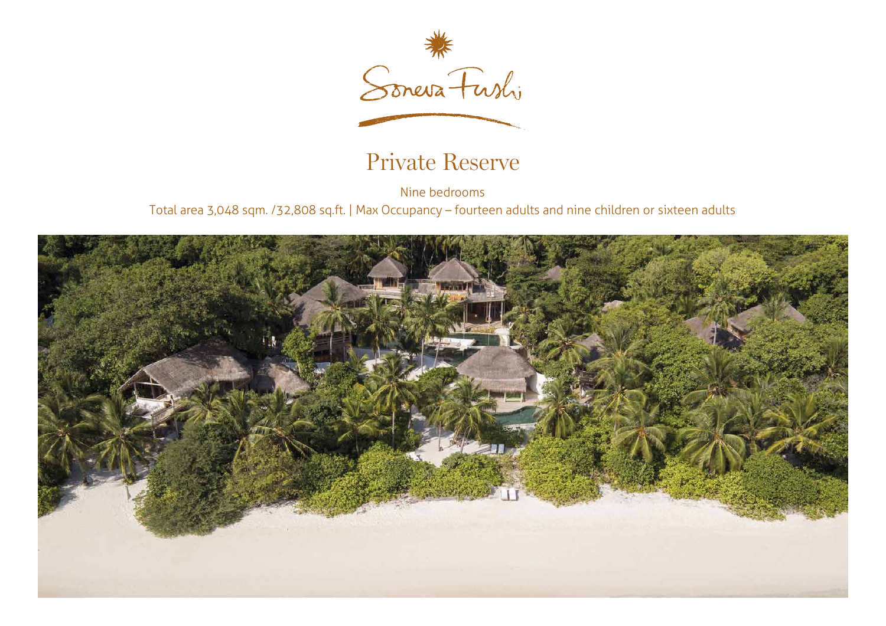Soneva Fushi

# Private Reserve

Nine bedrooms

Total area 3,048 sqm. /32,808 sq.ft. | Max Occupancy – fourteen adults and nine children or sixteen adults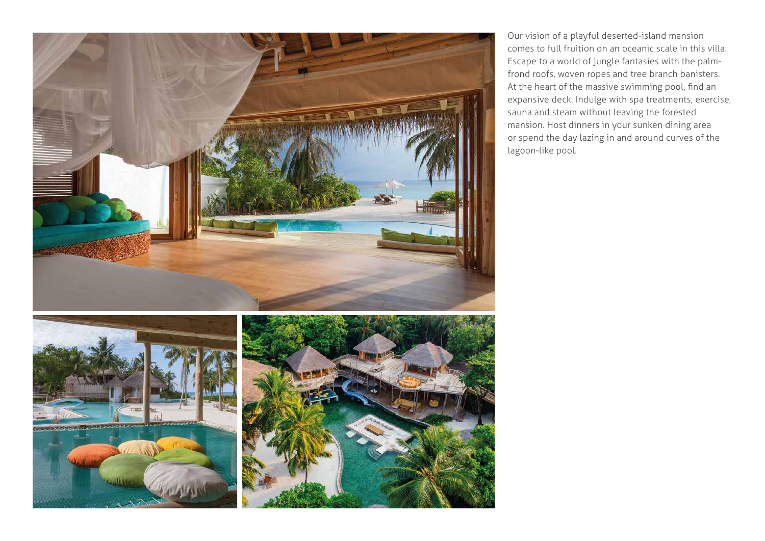Our vision of a playful deserted-island mansion comes to full fruition on an oceanic scale in this villa. Escape to a world of jungle fantasies with the palm-frond roofs, woven ropes and tree branch banisters. At the heart of the massive swimming pool, find an expansive deck. Indulge with spa treatments, exercise, sauna and steam without leaving the forested mansion. Host dinners in your sunken dining area or spend the day lazing in and around curves of the lagoon-like pool.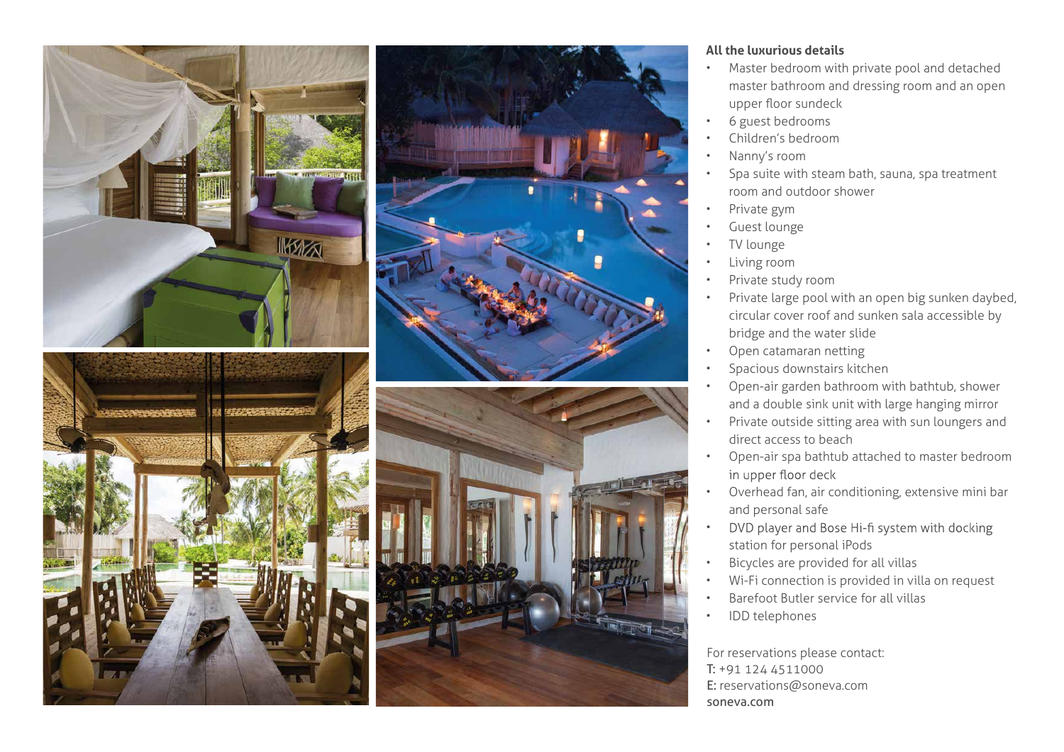**All the luxurious details**

- Master bedroom with private pool and detached master bathroom and dressing room and an open upper floor sundeck
- 6 guest bedrooms
- Children's bedroom
- Nanny's room
- Spa suite with steam bath, sauna, spa treatment room and outdoor shower
- Private gym
- Guest lounge
- TV lounge
- Living room
- Private study room
- Private large pool with an open big sunken daybed, circular cover roof and sunken sala accessible by bridge and the water slide
- Open catamaran netting
- Spacious downstairs kitchen
- Open-air garden bathroom with bathtub, shower and a double sink unit with large hanging mirror
- Private outside sitting area with sun loungers and direct access to beach
- Open-air spa bathtub attached to master bedroom in upper floor deck
- Overhead fan, air conditioning, extensive mini bar and personal safe
- DVD player and Bose Hi-fi system with docking station for personal iPods
- Bicycles are provided for all villas
- Wi-Fi connection is provided in villa on request
- Barefoot Butler service for all villas
- IDD telephones

For reservations please contact:
T: +91 124 4511000
E: reservations@soneva.com
soneva.com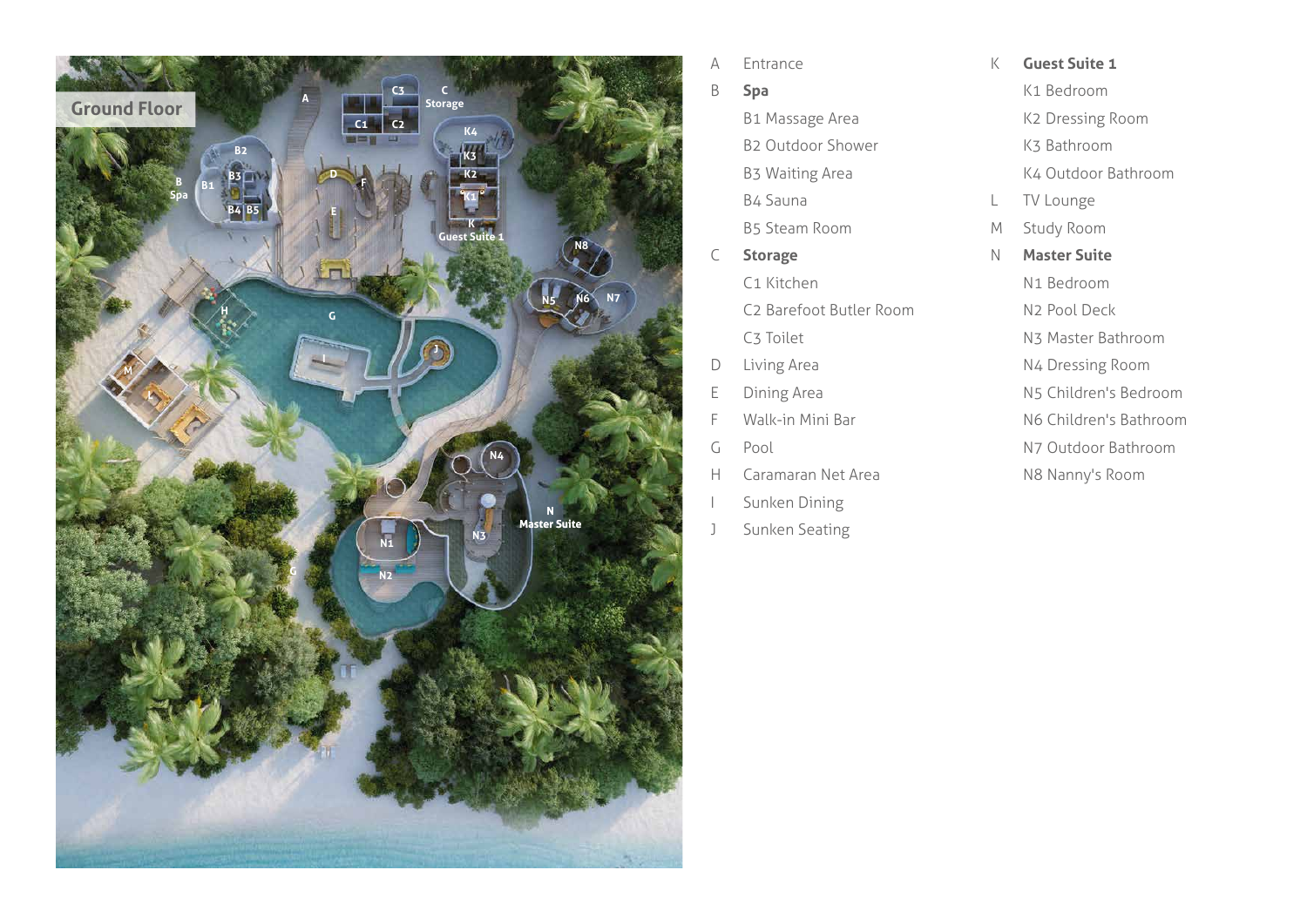## Ground Floor

- A Entrance
- B **Spa**
  - B1 Massage Area
  - B2 Outdoor Shower
  - B3 Waiting Area
  - B4 Sauna
  - B5 Steam Room
- C **Storage**
  - C1 Kitchen
  - C2 Barefoot Butler Room
  - C3 Toilet
- D Living Area
- E Dining Area
- F Walk-in Mini Bar
- G Pool
- H Caramaran Net Area
- I Sunken Dining
- J Sunken Seating
- K **Guest Suite 1**
  - K1 Bedroom
  - K2 Dressing Room
  - K3 Bathroom
  - K4 Outdoor Bathroom
- L TV Lounge
- M Study Room
- N **Master Suite**
  - N1 Bedroom
  - N2 Pool Deck
  - N3 Master Bathroom
  - N4 Dressing Room
  - N5 Children's Bedroom
  - N6 Children's Bathroom
  - N7 Outdoor Bathroom
  - N8 Nanny's Room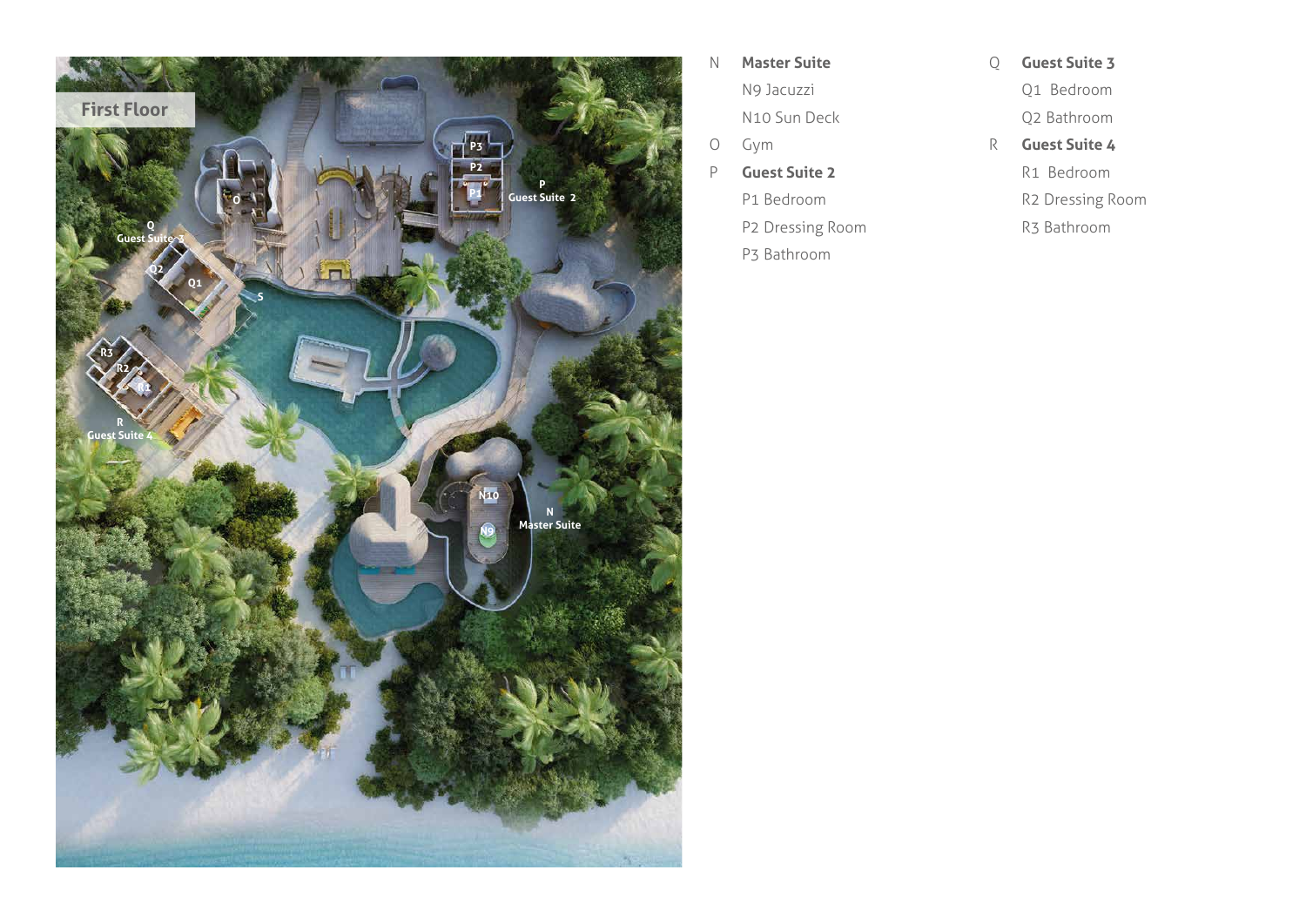First Floor

N **Master Suite**
- N9 Jacuzzi
- N10 Sun Deck

O Gym

P **Guest Suite 2**
- P1 Bedroom
- P2 Dressing Room
- P3 Bathroom

Q **Guest Suite 3**
- Q1 Bedroom
- Q2 Bathroom

R **Guest Suite 4**
- R1 Bedroom
- R2 Dressing Room
- R3 Bathroom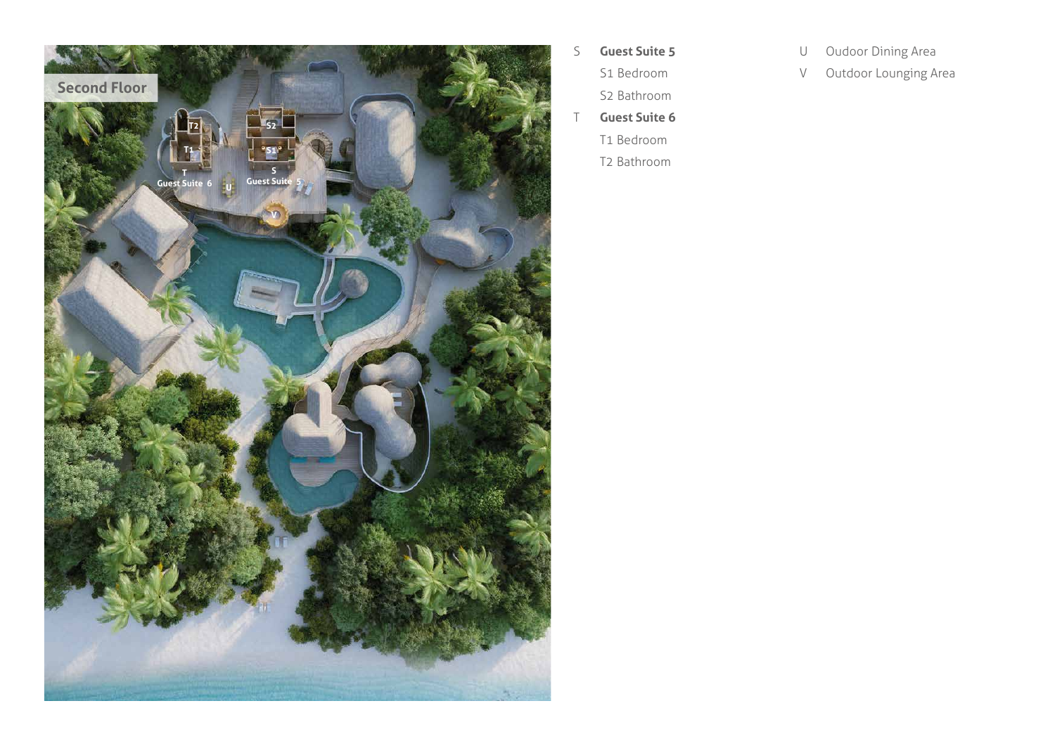S **Guest Suite 5**

S1 Bedroom

S2 Bathroom

T **Guest Suite 6**

T1 Bedroom

T2 Bathroom

U Oudoor Dining Area

V Outdoor Lounging Area